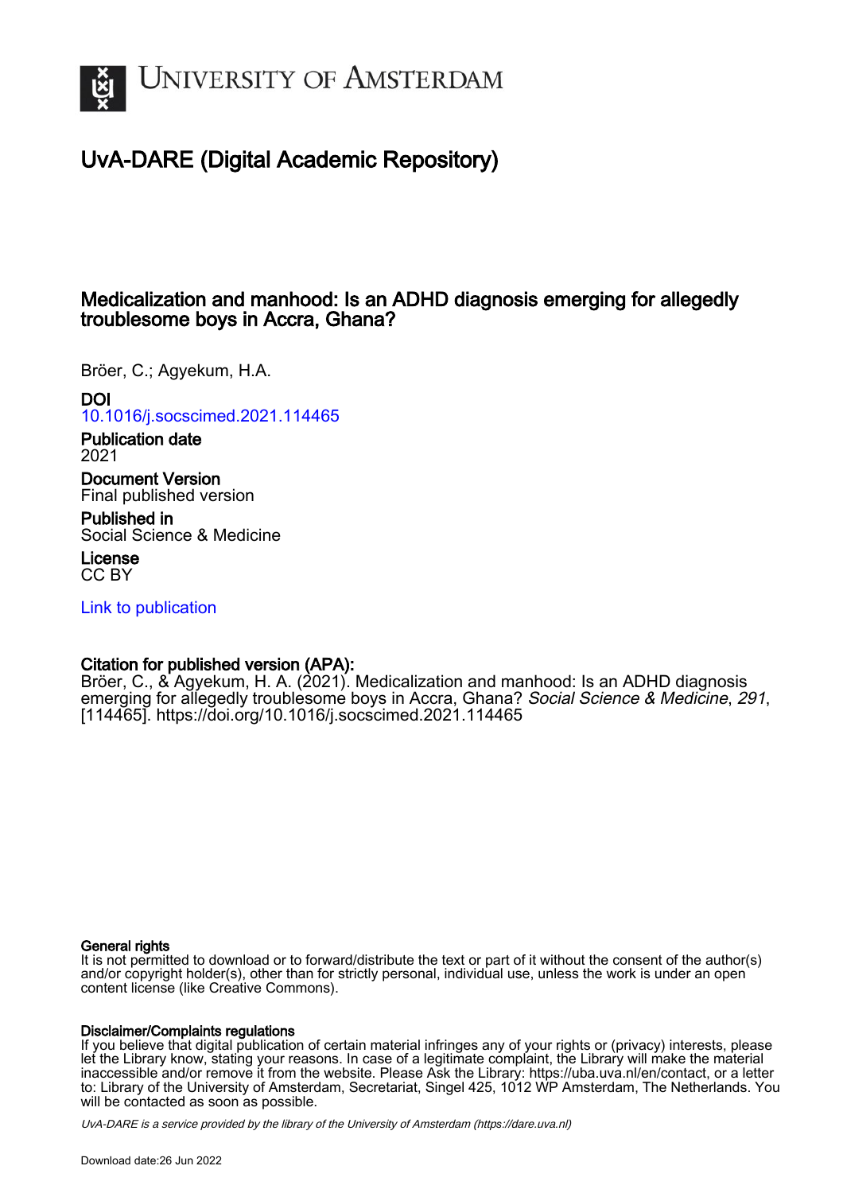# University of Amsterdam

## UvA-DARE (Digital Academic Repository)

### Medicalization and manhood: Is an ADHD diagnosis emerging for allegedly troublesome boys in Accra, Ghana?

Bröer, C.; Agyekum, H.A.

**DOI**
[10.1016/j.socscimed.2021.114465](https://doi.org/10.1016/j.socscimed.2021.114465)

**Publication date**
2021

**Document Version**
Final published version

**Published in**
Social Science & Medicine

**License**
CC BY

[Link to publication](#)

**Citation for published version (APA):**
Bröer, C., & Agyekum, H. A. (2021). Medicalization and manhood: Is an ADHD diagnosis emerging for allegedly troublesome boys in Accra, Ghana? *Social Science & Medicine*, *291*, [114465]. https://doi.org/10.1016/j.socscimed.2021.114465

**General rights**
It is not permitted to download or to forward/distribute the text or part of it without the consent of the author(s) and/or copyright holder(s), other than for strictly personal, individual use, unless the work is under an open content license (like Creative Commons).

**Disclaimer/Complaints regulations**
If you believe that digital publication of certain material infringes any of your rights or (privacy) interests, please let the Library know, stating your reasons. In case of a legitimate complaint, the Library will make the material inaccessible and/or remove it from the website. Please Ask the Library: https://uba.uva.nl/en/contact, or a letter to: Library of the University of Amsterdam, Secretariat, Singel 425, 1012 WP Amsterdam, The Netherlands. You will be contacted as soon as possible.

UvA-DARE is a service provided by the library of the University of Amsterdam (https://dare.uva.nl)

Download date:26 Jun 2022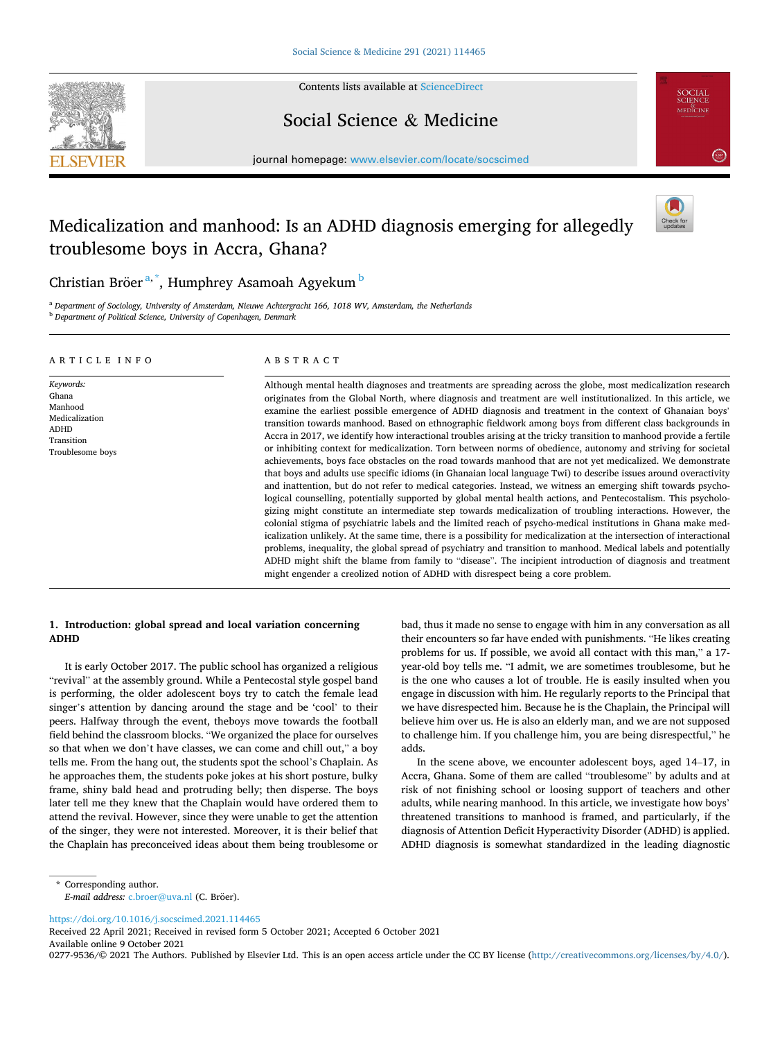# Medicalization and manhood: Is an ADHD diagnosis emerging for allegedly troublesome boys in Accra, Ghana?

Christian Bröer [a,*], Humphrey Asamoah Agyekum [b]

[a] Department of Sociology, University of Amsterdam, Nieuwe Achtergracht 166, 1018 WV, Amsterdam, the Netherlands

[b] Department of Political Science, University of Copenhagen, Denmark

## ARTICLE INFO

*Keywords:*
Ghana
Manhood
Medicalization
ADHD
Transition
Troublesome boys

## ABSTRACT

Although mental health diagnoses and treatments are spreading across the globe, most medicalization research originates from the Global North, where diagnosis and treatment are well institutionalized. In this article, we examine the earliest possible emergence of ADHD diagnosis and treatment in the context of Ghanaian boys' transition towards manhood. Based on ethnographic fieldwork among boys from different class backgrounds in Accra in 2017, we identify how interactional troubles arising at the tricky transition to manhood provide a fertile or inhibiting context for medicalization. Torn between norms of obedience, autonomy and striving for societal achievements, boys face obstacles on the road towards manhood that are not yet medicalized. We demonstrate that boys and adults use specific idioms (in Ghanaian local language Twi) to describe issues around overactivity and inattention, but do not refer to medical categories. Instead, we witness an emerging shift towards psychological counselling, potentially supported by global mental health actions, and Pentecostalism. This psychologizing might constitute an intermediate step towards medicalization of troubling interactions. However, the colonial stigma of psychiatric labels and the limited reach of psycho-medical institutions in Ghana make medicalization unlikely. At the same time, there is a possibility for medicalization at the intersection of interactional problems, inequality, the global spread of psychiatry and transition to manhood. Medical labels and potentially ADHD might shift the blame from family to "disease". The incipient introduction of diagnosis and treatment might engender a creolized notion of ADHD with disrespect being a core problem.

## 1. Introduction: global spread and local variation concerning ADHD

It is early October 2017. The public school has organized a religious "revival" at the assembly ground. While a Pentecostal style gospel band is performing, the older adolescent boys try to catch the female lead singer's attention by dancing around the stage and be 'cool' to their peers. Halfway through the event, theboys move towards the football field behind the classroom blocks. "We organized the place for ourselves so that when we don't have classes, we can come and chill out," a boy tells me. From the hang out, the students spot the school's Chaplain. As he approaches them, the students poke jokes at his short posture, bulky frame, shiny bald head and protruding belly; then disperse. The boys later tell me they knew that the Chaplain would have ordered them to attend the revival. However, since they were unable to get the attention of the singer, they were not interested. Moreover, it is their belief that the Chaplain has preconceived ideas about them being troublesome or bad, thus it made no sense to engage with him in any conversation as all their encounters so far have ended with punishments. "He likes creating problems for us. If possible, we avoid all contact with this man," a 17-year-old boy tells me. "I admit, we are sometimes troublesome, but he is the one who causes a lot of trouble. He is easily insulted when you engage in discussion with him. He regularly reports to the Principal that we have disrespected him. Because he is the Chaplain, the Principal will believe him over us. He is also an elderly man, and we are not supposed to challenge him. If you challenge him, you are being disrespectful," he adds.

In the scene above, we encounter adolescent boys, aged 14–17, in Accra, Ghana. Some of them are called "troublesome" by adults and at risk of not finishing school or loosing support of teachers and other adults, while nearing manhood. In this article, we investigate how boys' threatened transitions to manhood is framed, and particularly, if the diagnosis of Attention Deficit Hyperactivity Disorder (ADHD) is applied. ADHD diagnosis is somewhat standardized in the leading diagnostic

* Corresponding author.
*E-mail address:* c.broer@uva.nl (C. Bröer).

https://doi.org/10.1016/j.socscimed.2021.114465
Received 22 April 2021; Received in revised form 5 October 2021; Accepted 6 October 2021
Available online 9 October 2021
0277-9536/© 2021 The Authors. Published by Elsevier Ltd. This is an open access article under the CC BY license (http://creativecommons.org/licenses/by/4.0/).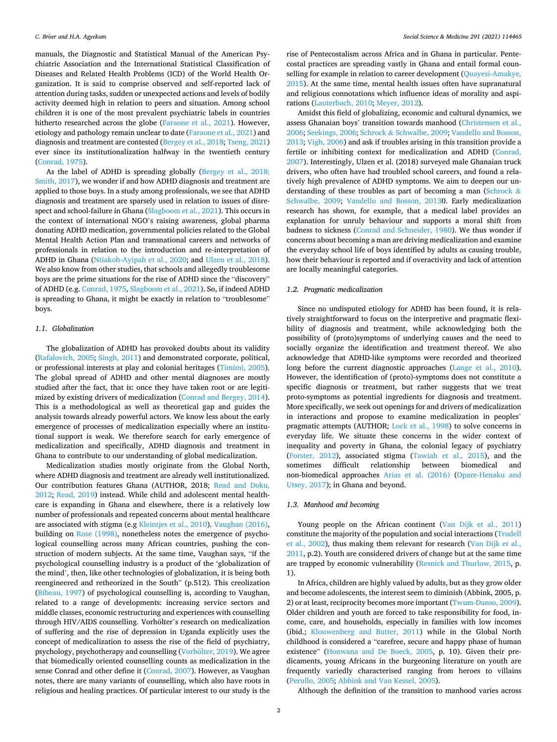manuals, the Diagnostic and Statistical Manual of the American Psychiatric Association and the International Statistical Classification of Diseases and Related Health Problems (ICD) of the World Health Organization. It is said to comprise observed and self-reported lack of attention during tasks, sudden or unexpected actions and levels of bodily activity deemed high in relation to peers and situation. Among school children it is one of the most prevalent psychiatric labels in countries hitherto researched across the globe (Faraone et al., 2021). However, etiology and pathology remain unclear to date (Faraone et al., 2021) and diagnosis and treatment are contested (Bergey et al., 2018; Tseng, 2021) ever since its institutionalization halfway in the twentieth century (Conrad, 1975).

As the label of ADHD is spreading globally (Bergey et al., 2018; Smith, 2017), we wonder if and how ADHD diagnosis and treatment are applied to those boys. In a study among professionals, we see that ADHD diagnosis and treatment are sparsely used in relation to issues of disrespect and school-failure in Ghana (Slagboom et al., 2021). This occurs in the context of international NGO's raising awareness, global pharma donating ADHD medication, governmental policies related to the Global Mental Health Action Plan and transnational careers and networks of professionals in relation to the introduction and re-interpretation of ADHD in Ghana (Ntiakoh-Ayipah et al., 2020; and Ulzen et al., 2018). We also know from other studies, that schools and allegedly troublesome boys are the prime situations for the rise of ADHD since the "discovery" of ADHD (e.g. Conrad, 1975, Slagboom et al., 2021). So, if indeed ADHD is spreading to Ghana, it might be exactly in relation to "troublesome" boys.

### 1.1. Globalization

The globalization of ADHD has provoked doubts about its validity (Rafalovich, 2005; Singh, 2011) and demonstrated corporate, political, or professional interests at play and colonial heritages (Timimi, 2005). The global spread of ADHD and other mental diagnoses are mostly studied after the fact, that is: once they have taken root or are legitimized by existing drivers of medicalization (Conrad and Bergey, 2014). This is a methodological as well as theoretical gap and guides the analysis towards already powerful actors. We know less about the early emergence of processes of medicalization especially where an institutional support is weak. We therefore search for early emergence of medicalization and specifically, ADHD diagnosis and treatment in Ghana to contribute to our understanding of global medicalization.

Medicalization studies mostly originate from the Global North, where ADHD diagnosis and treatment are already well institutionalized. Our contribution features Ghana (AUTHOR, 2018; Read and Doku, 2012; Read, 2019) instead. While child and adolescent mental healthcare is expanding in Ghana and elsewhere, there is a relatively low number of professionals and repeated concerns about mental healthcare are associated with stigma (e.g Kleintjes et al., 2010). Vaughan (2016), building on Rose (1998), nonetheless notes the emergence of psychological counselling across many African countries, pushing the construction of modern subjects. At the same time, Vaughan says, "if the psychological counselling industry is a product of the 'globalization of the mind', then, like other technologies of globalization, it is being both reengineered and retheorized in the South" (p.512). This creolization (Bibeau, 1997) of psychological counselling is, according to Vaughan, related to a range of developments: increasing service sectors and middle classes, economic restructuring and experiences with counselling through HIV/AIDS counselling. Vorhölter's research on medicalization of suffering and the rise of depression in Uganda explicitly uses the concept of medicalization to assess the rise of the field of psychiatry, psychology, psychotherapy and counselling (Vorhölter, 2019). We agree that biomedically oriented counselling counts as medicalization in the sense Conrad and other define it (Conrad, 2007). However, as Vaughan notes, there are many variants of counselling, which also have roots in religious and healing practices. Of particular interest to our study is the rise of Pentecostalism across Africa and in Ghana in particular. Pentecostal practices are spreading vastly in Ghana and entail formal counselling for example in relation to career development (Quayesi-Amakye, 2015). At the same time, mental health issues often have supranatural and religious connotations which influence ideas of morality and aspirations (Lauterbach, 2010; Meyer, 2012).

Amidst this field of globalizing, economic and cultural dynamics, we assess Ghanaian boys' transition towards manhood (Christensen et al., 2006; Seekings, 2006; Schrock & Schwalbe, 2009; Vandello and Bosson, 2013; Vigh, 2006) and ask if troubles arising in this transition provide a fertile or inhibiting context for medicalization and ADHD (Conrad, 2007). Interestingly, Ulzen et al. (2018) surveyed male Ghanaian truck drivers, who often have had troubled school careers, and found a relatively high prevalence of ADHD symptoms. We aim to deepen our understanding of these troubles as part of becoming a man (Schrock & Schwalbe, 2009; Vandello and Bosson, 20130. Early medicalization research has shown, for example, that a medical label provides an explanation for unruly behaviour and supports a moral shift from badness to sickness (Conrad and Schneider, 1980). We thus wonder if concerns about becoming a man are driving medicalization and examine the everyday school life of boys identified by adults as causing trouble, how their behaviour is reported and if overactivity and lack of attention are locally meaningful categories.

### 1.2. Pragmatic medicalization

Since no undisputed etiology for ADHD has been found, it is relatively straightforward to focus on the interpretive and pragmatic flexibility of diagnosis and treatment, while acknowledging both the possibility of (proto)symptoms of underlying causes and the need to socially organize the identification and treatment thereof. We also acknowledge that ADHD-like symptoms were recorded and theorized long before the current diagnostic approaches (Lange et al., 2010). However, the identification of (proto)-symptoms does not constitute a specific diagnosis or treatment, but rather suggests that we treat proto-symptoms as potential ingredients for diagnosis and treatment. More specifically, we seek out openings for and drivers of medicalization in interactions and propose to examine medicalization in peoples' pragmatic attempts (AUTHOR; Lock et al., 1998) to solve concerns in everyday life. We situate these concerns in the wider context of inequality and poverty in Ghana, the colonial legacy of psychiatry (Forster, 2012), associated stigma (Tawiah et al., 2015), and the sometimes difficult relationship between biomedical and non-biomedical approaches Arias et al. (2016) (Opare-Henaku and Utsey, 2017); in Ghana and beyond.

### 1.3. Manhood and becoming

Young people on the African continent (Van Dijk et al., 2011) constitute the majority of the population and social interactions (Trudell et al., 2002), thus making them relevant for research (Van Dijk et al., 2011, p.2). Youth are considered drivers of change but at the same time are trapped by economic vulnerability (Resnick and Thurlow, 2015, p. 1).

In Africa, children are highly valued by adults, but as they grow older and become adolescents, the interest seem to diminish (Abbink, 2005, p. 2) or at least, reciprocity becomes more important (Twum-Danso, 2009). Older children and youth are forced to take responsibility for food, income, care, and households, especially in families with low incomes (ibid.; Klouwenberg and Butter, 2011) while in the Global North childhood is considered a "carefree, secure and happy phase of human existence" (Honwana and De Boeck, 2005, p. 10). Given their predicaments, young Africans in the burgeoning literature on youth are frequently variedly characterised ranging from heroes to villains (Perullo, 2005; Abbink and Van Kessel, 2005).

Although the definition of the transition to manhood varies across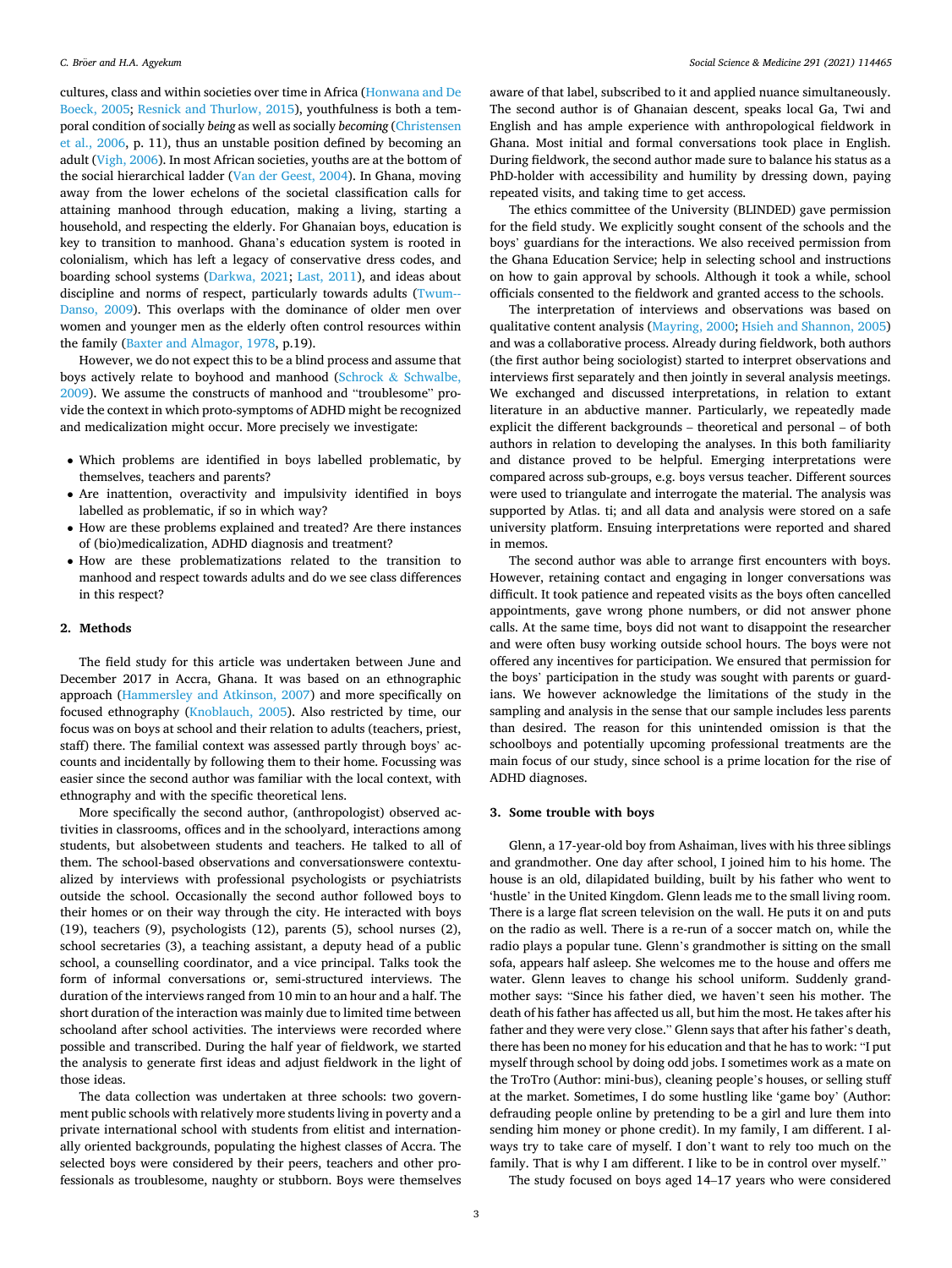cultures, class and within societies over time in Africa (Honwana and De Boeck, 2005; Resnick and Thurlow, 2015), youthfulness is both a temporal condition of socially *being* as well as socially *becoming* (Christensen et al., 2006, p. 11), thus an unstable position defined by becoming an adult (Vigh, 2006). In most African societies, youths are at the bottom of the social hierarchical ladder (Van der Geest, 2004). In Ghana, moving away from the lower echelons of the societal classification calls for attaining manhood through education, making a living, starting a household, and respecting the elderly. For Ghanaian boys, education is key to transition to manhood. Ghana's education system is rooted in colonialism, which has left a legacy of conservative dress codes, and boarding school systems (Darkwa, 2021; Last, 2011), and ideas about discipline and norms of respect, particularly towards adults (Twum--Danso, 2009). This overlaps with the dominance of older men over women and younger men as the elderly often control resources within the family (Baxter and Almagor, 1978, p.19).

However, we do not expect this to be a blind process and assume that boys actively relate to boyhood and manhood (Schrock & Schwalbe, 2009). We assume the constructs of manhood and "troublesome" provide the context in which proto-symptoms of ADHD might be recognized and medicalization might occur. More precisely we investigate:

- Which problems are identified in boys labelled problematic, by themselves, teachers and parents?
- Are inattention, overactivity and impulsivity identified in boys labelled as problematic, if so in which way?
- How are these problems explained and treated? Are there instances of (bio)medicalization, ADHD diagnosis and treatment?
- How are these problematizations related to the transition to manhood and respect towards adults and do we see class differences in this respect?

## 2. Methods

The field study for this article was undertaken between June and December 2017 in Accra, Ghana. It was based on an ethnographic approach (Hammersley and Atkinson, 2007) and more specifically on focused ethnography (Knoblauch, 2005). Also restricted by time, our focus was on boys at school and their relation to adults (teachers, priest, staff) there. The familial context was assessed partly through boys' accounts and incidentally by following them to their home. Focussing was easier since the second author was familiar with the local context, with ethnography and with the specific theoretical lens.

More specifically the second author, (anthropologist) observed activities in classrooms, offices and in the schoolyard, interactions among students, but alsobetween students and teachers. He talked to all of them. The school-based observations and conversationswere contextualized by interviews with professional psychologists or psychiatrists outside the school. Occasionally the second author followed boys to their homes or on their way through the city. He interacted with boys (19), teachers (9), psychologists (12), parents (5), school nurses (2), school secretaries (3), a teaching assistant, a deputy head of a public school, a counselling coordinator, and a vice principal. Talks took the form of informal conversations or, semi-structured interviews. The duration of the interviews ranged from 10 min to an hour and a half. The short duration of the interaction was mainly due to limited time between schooland after school activities. The interviews were recorded where possible and transcribed. During the half year of fieldwork, we started the analysis to generate first ideas and adjust fieldwork in the light of those ideas.

The data collection was undertaken at three schools: two government public schools with relatively more students living in poverty and a private international school with students from elitist and internationally oriented backgrounds, populating the highest classes of Accra. The selected boys were considered by their peers, teachers and other professionals as troublesome, naughty or stubborn. Boys were themselves aware of that label, subscribed to it and applied nuance simultaneously. The second author is of Ghanaian descent, speaks local Ga, Twi and English and has ample experience with anthropological fieldwork in Ghana. Most initial and formal conversations took place in English. During fieldwork, the second author made sure to balance his status as a PhD-holder with accessibility and humility by dressing down, paying repeated visits, and taking time to get access.

The ethics committee of the University (BLINDED) gave permission for the field study. We explicitly sought consent of the schools and the boys' guardians for the interactions. We also received permission from the Ghana Education Service; help in selecting school and instructions on how to gain approval by schools. Although it took a while, school officials consented to the fieldwork and granted access to the schools.

The interpretation of interviews and observations was based on qualitative content analysis (Mayring, 2000; Hsieh and Shannon, 2005) and was a collaborative process. Already during fieldwork, both authors (the first author being sociologist) started to interpret observations and interviews first separately and then jointly in several analysis meetings. We exchanged and discussed interpretations, in relation to extant literature in an abductive manner. Particularly, we repeatedly made explicit the different backgrounds – theoretical and personal – of both authors in relation to developing the analyses. In this both familiarity and distance proved to be helpful. Emerging interpretations were compared across sub-groups, e.g. boys versus teacher. Different sources were used to triangulate and interrogate the material. The analysis was supported by Atlas. ti; and all data and analysis were stored on a safe university platform. Ensuing interpretations were reported and shared in memos.

The second author was able to arrange first encounters with boys. However, retaining contact and engaging in longer conversations was difficult. It took patience and repeated visits as the boys often cancelled appointments, gave wrong phone numbers, or did not answer phone calls. At the same time, boys did not want to disappoint the researcher and were often busy working outside school hours. The boys were not offered any incentives for participation. We ensured that permission for the boys' participation in the study was sought with parents or guardians. We however acknowledge the limitations of the study in the sampling and analysis in the sense that our sample includes less parents than desired. The reason for this unintended omission is that the schoolboys and potentially upcoming professional treatments are the main focus of our study, since school is a prime location for the rise of ADHD diagnoses.

## 3. Some trouble with boys

Glenn, a 17-year-old boy from Ashaiman, lives with his three siblings and grandmother. One day after school, I joined him to his home. The house is an old, dilapidated building, built by his father who went to 'hustle' in the United Kingdom. Glenn leads me to the small living room. There is a large flat screen television on the wall. He puts it on and puts on the radio as well. There is a re-run of a soccer match on, while the radio plays a popular tune. Glenn's grandmother is sitting on the small sofa, appears half asleep. She welcomes me to the house and offers me water. Glenn leaves to change his school uniform. Suddenly grandmother says: "Since his father died, we haven't seen his mother. The death of his father has affected us all, but him the most. He takes after his father and they were very close." Glenn says that after his father's death, there has been no money for his education and that he has to work: "I put myself through school by doing odd jobs. I sometimes work as a mate on the TroTro (Author: mini-bus), cleaning people's houses, or selling stuff at the market. Sometimes, I do some hustling like 'game boy' (Author: defrauding people online by pretending to be a girl and lure them into sending him money or phone credit). In my family, I am different. I always try to take care of myself. I don't want to rely too much on the family. That is why I am different. I like to be in control over myself."

The study focused on boys aged 14–17 years who were considered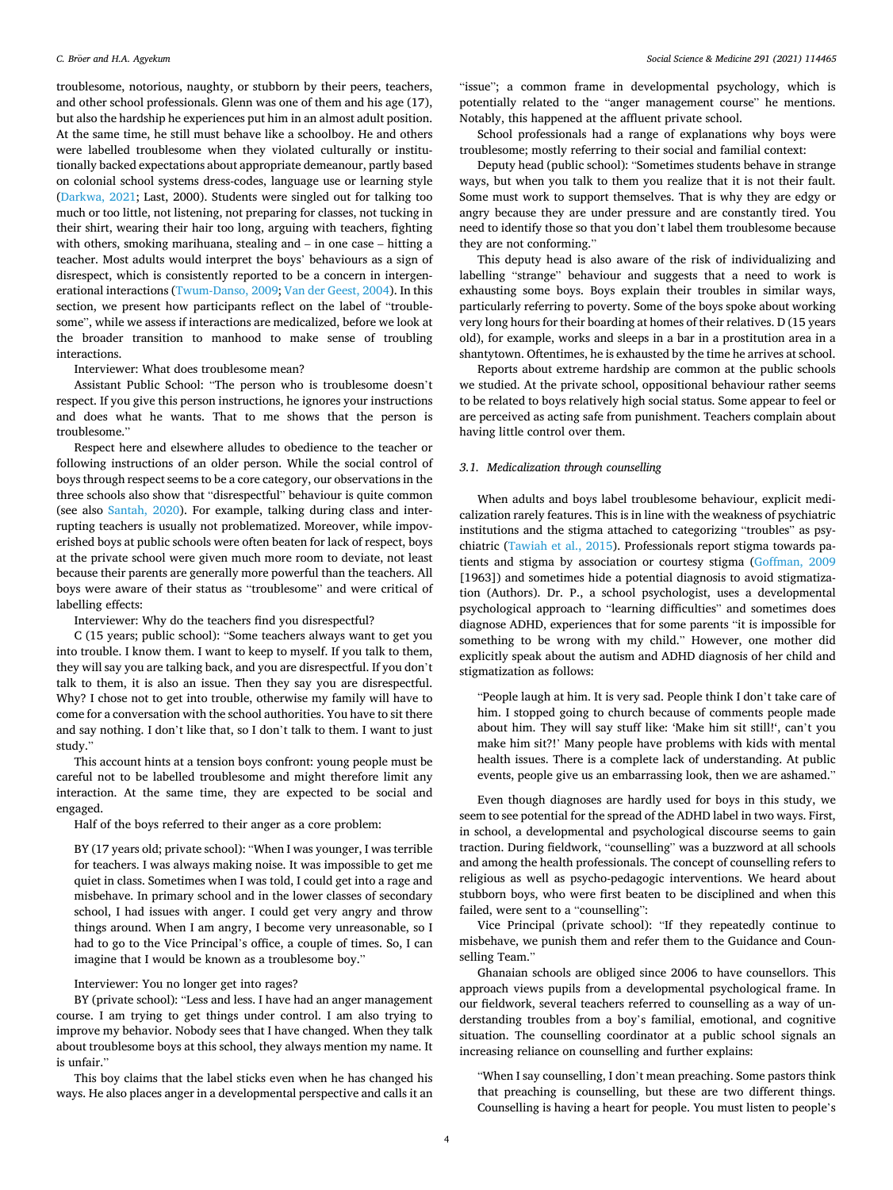troublesome, notorious, naughty, or stubborn by their peers, teachers, and other school professionals. Glenn was one of them and his age (17), but also the hardship he experiences put him in an almost adult position. At the same time, he still must behave like a schoolboy. He and others were labelled troublesome when they violated culturally or institutionally backed expectations about appropriate demeanour, partly based on colonial school systems dress-codes, language use or learning style (Darkwa, 2021; Last, 2000). Students were singled out for talking too much or too little, not listening, not preparing for classes, not tucking in their shirt, wearing their hair too long, arguing with teachers, fighting with others, smoking marihuana, stealing and – in one case – hitting a teacher. Most adults would interpret the boys' behaviours as a sign of disrespect, which is consistently reported to be a concern in intergenerational interactions (Twum-Danso, 2009; Van der Geest, 2004). In this section, we present how participants reflect on the label of "troublesome", while we assess if interactions are medicalized, before we look at the broader transition to manhood to make sense of troubling interactions.

Interviewer: What does troublesome mean?

Assistant Public School: "The person who is troublesome doesn't respect. If you give this person instructions, he ignores your instructions and does what he wants. That to me shows that the person is troublesome."

Respect here and elsewhere alludes to obedience to the teacher or following instructions of an older person. While the social control of boys through respect seems to be a core category, our observations in the three schools also show that "disrespectful" behaviour is quite common (see also Santah, 2020). For example, talking during class and interrupting teachers is usually not problematized. Moreover, while impoverished boys at public schools were often beaten for lack of respect, boys at the private school were given much more room to deviate, not least because their parents are generally more powerful than the teachers. All boys were aware of their status as "troublesome" and were critical of labelling effects:

Interviewer: Why do the teachers find you disrespectful?

C (15 years; public school): "Some teachers always want to get you into trouble. I know them. I want to keep to myself. If you talk to them, they will say you are talking back, and you are disrespectful. If you don't talk to them, it is also an issue. Then they say you are disrespectful. Why? I chose not to get into trouble, otherwise my family will have to come for a conversation with the school authorities. You have to sit there and say nothing. I don't like that, so I don't talk to them. I want to just study."

This account hints at a tension boys confront: young people must be careful not to be labelled troublesome and might therefore limit any interaction. At the same time, they are expected to be social and engaged.

Half of the boys referred to their anger as a core problem:

> BY (17 years old; private school): "When I was younger, I was terrible for teachers. I was always making noise. It was impossible to get me quiet in class. Sometimes when I was told, I could get into a rage and misbehave. In primary school and in the lower classes of secondary school, I had issues with anger. I could get very angry and throw things around. When I am angry, I become very unreasonable, so I had to go to the Vice Principal's office, a couple of times. So, I can imagine that I would be known as a troublesome boy."

Interviewer: You no longer get into rages?

BY (private school): "Less and less. I have had an anger management course. I am trying to get things under control. I am also trying to improve my behavior. Nobody sees that I have changed. When they talk about troublesome boys at this school, they always mention my name. It is unfair."

This boy claims that the label sticks even when he has changed his ways. He also places anger in a developmental perspective and calls it an "issue"; a common frame in developmental psychology, which is potentially related to the "anger management course" he mentions. Notably, this happened at the affluent private school.

School professionals had a range of explanations why boys were troublesome; mostly referring to their social and familial context:

Deputy head (public school): "Sometimes students behave in strange ways, but when you talk to them you realize that it is not their fault. Some must work to support themselves. That is why they are edgy or angry because they are under pressure and are constantly tired. You need to identify those so that you don't label them troublesome because they are not conforming."

This deputy head is also aware of the risk of individualizing and labelling "strange" behaviour and suggests that a need to work is exhausting some boys. Boys explain their troubles in similar ways, particularly referring to poverty. Some of the boys spoke about working very long hours for their boarding at homes of their relatives. D (15 years old), for example, works and sleeps in a bar in a prostitution area in a shantytown. Oftentimes, he is exhausted by the time he arrives at school.

Reports about extreme hardship are common at the public schools we studied. At the private school, oppositional behaviour rather seems to be related to boys relatively high social status. Some appear to feel or are perceived as acting safe from punishment. Teachers complain about having little control over them.

### 3.1. Medicalization through counselling

When adults and boys label troublesome behaviour, explicit medicalization rarely features. This is in line with the weakness of psychiatric institutions and the stigma attached to categorizing "troubles" as psychiatric (Tawiah et al., 2015). Professionals report stigma towards patients and stigma by association or courtesy stigma (Goffman, 2009 [1963]) and sometimes hide a potential diagnosis to avoid stigmatization (Authors). Dr. P., a school psychologist, uses a developmental psychological approach to "learning difficulties" and sometimes does diagnose ADHD, experiences that for some parents "it is impossible for something to be wrong with my child." However, one mother did explicitly speak about the autism and ADHD diagnosis of her child and stigmatization as follows:

> "People laugh at him. It is very sad. People think I don't take care of him. I stopped going to church because of comments people made about him. They will say stuff like: 'Make him sit still!', can't you make him sit?!' Many people have problems with kids with mental health issues. There is a complete lack of understanding. At public events, people give us an embarrassing look, then we are ashamed."

Even though diagnoses are hardly used for boys in this study, we seem to see potential for the spread of the ADHD label in two ways. First, in school, a developmental and psychological discourse seems to gain traction. During fieldwork, "counselling" was a buzzword at all schools and among the health professionals. The concept of counselling refers to religious as well as psycho-pedagogic interventions. We heard about stubborn boys, who were first beaten to be disciplined and when this failed, were sent to a "counselling":

Vice Principal (private school): "If they repeatedly continue to misbehave, we punish them and refer them to the Guidance and Counselling Team."

Ghanaian schools are obliged since 2006 to have counsellors. This approach views pupils from a developmental psychological frame. In our fieldwork, several teachers referred to counselling as a way of understanding troubles from a boy's familial, emotional, and cognitive situation. The counselling coordinator at a public school signals an increasing reliance on counselling and further explains:

> "When I say counselling, I don't mean preaching. Some pastors think that preaching is counselling, but these are two different things. Counselling is having a heart for people. You must listen to people's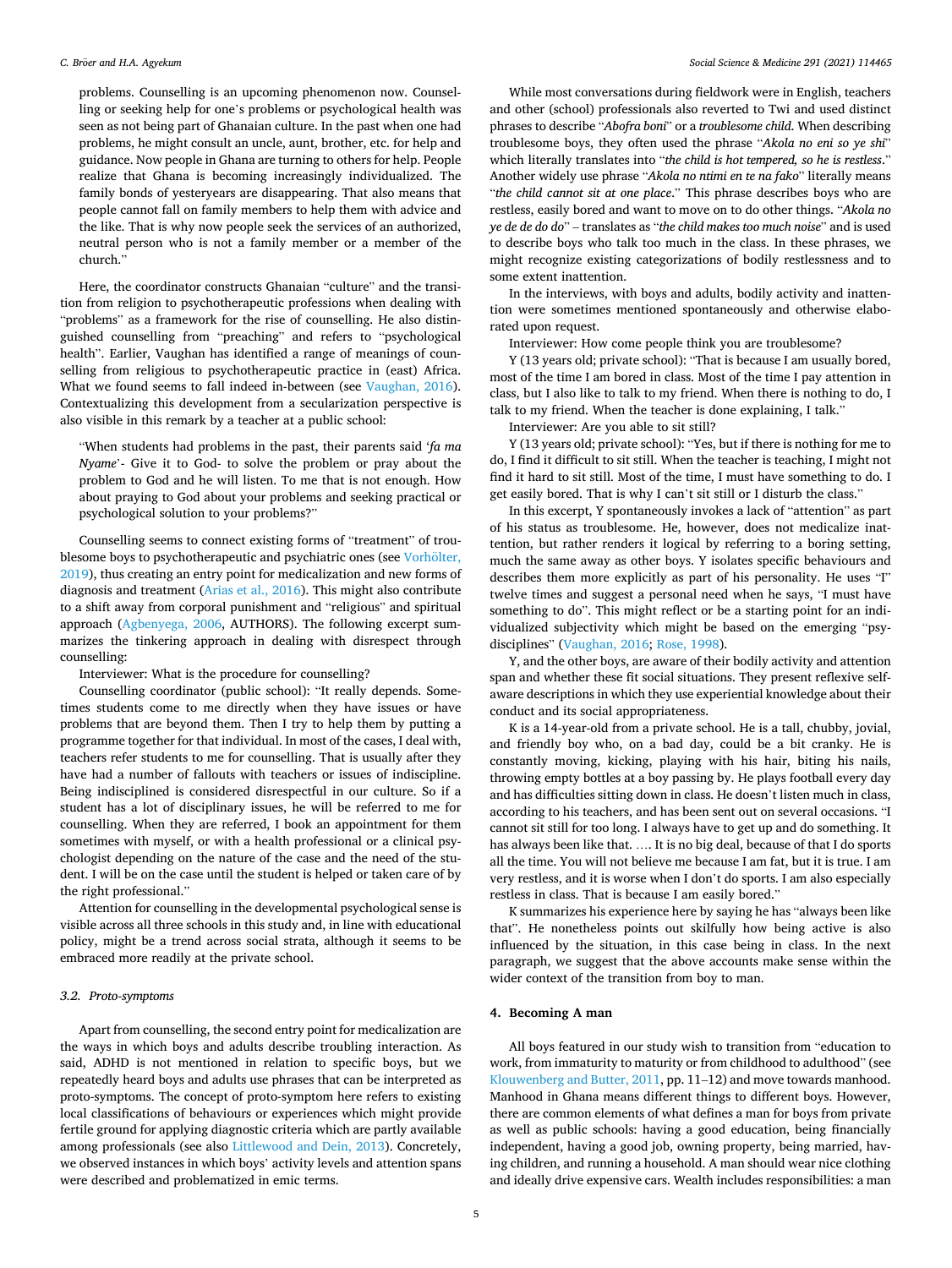problems. Counselling is an upcoming phenomenon now. Counselling or seeking help for one's problems or psychological health was seen as not being part of Ghanaian culture. In the past when one had problems, he might consult an uncle, aunt, brother, etc. for help and guidance. Now people in Ghana are turning to others for help. People realize that Ghana is becoming increasingly individualized. The family bonds of yesteryears are disappearing. That also means that people cannot fall on family members to help them with advice and the like. That is why now people seek the services of an authorized, neutral person who is not a family member or a member of the church."

Here, the coordinator constructs Ghanaian "culture" and the transition from religion to psychotherapeutic professions when dealing with "problems" as a framework for the rise of counselling. He also distinguished counselling from "preaching" and refers to "psychological health". Earlier, Vaughan has identified a range of meanings of counselling from religious to psychotherapeutic practice in (east) Africa. What we found seems to fall indeed in-between (see Vaughan, 2016). Contextualizing this development from a secularization perspective is also visible in this remark by a teacher at a public school:

> "When students had problems in the past, their parents said '*fa ma Nyame*'- Give it to God- to solve the problem or pray about the problem to God and he will listen. To me that is not enough. How about praying to God about your problems and seeking practical or psychological solution to your problems?"

Counselling seems to connect existing forms of "treatment" of troublesome boys to psychotherapeutic and psychiatric ones (see Vorhölter, 2019), thus creating an entry point for medicalization and new forms of diagnosis and treatment (Arias et al., 2016). This might also contribute to a shift away from corporal punishment and "religious" and spiritual approach (Agbenyega, 2006, AUTHORS). The following excerpt summarizes the tinkering approach in dealing with disrespect through counselling:

Interviewer: What is the procedure for counselling?

Counselling coordinator (public school): "It really depends. Sometimes students come to me directly when they have issues or have problems that are beyond them. Then I try to help them by putting a programme together for that individual. In most of the cases, I deal with, teachers refer students to me for counselling. That is usually after they have had a number of fallouts with teachers or issues of indiscipline. Being indisciplined is considered disrespectful in our culture. So if a student has a lot of disciplinary issues, he will be referred to me for counselling. When they are referred, I book an appointment for them sometimes with myself, or with a health professional or a clinical psychologist depending on the nature of the case and the need of the student. I will be on the case until the student is helped or taken care of by the right professional."

Attention for counselling in the developmental psychological sense is visible across all three schools in this study and, in line with educational policy, might be a trend across social strata, although it seems to be embraced more readily at the private school.

### 3.2. Proto-symptoms

Apart from counselling, the second entry point for medicalization are the ways in which boys and adults describe troubling interaction. As said, ADHD is not mentioned in relation to specific boys, but we repeatedly heard boys and adults use phrases that can be interpreted as proto-symptoms. The concept of proto-symptom here refers to existing local classifications of behaviours or experiences which might provide fertile ground for applying diagnostic criteria which are partly available among professionals (see also Littlewood and Dein, 2013). Concretely, we observed instances in which boys' activity levels and attention spans were described and problematized in emic terms.

While most conversations during fieldwork were in English, teachers and other (school) professionals also reverted to Twi and used distinct phrases to describe "*Abofra boni*" or a *troublesome child*. When describing troublesome boys, they often used the phrase "*Akola no eni so ye shi*" which literally translates into "*the child is hot tempered, so he is restless*." Another widely use phrase "*Akola no ntimi en te na fako*" literally means "*the child cannot sit at one place*." This phrase describes boys who are restless, easily bored and want to move on to do other things. "*Akola no ye de de do do*" – translates as "*the child makes too much noise*" and is used to describe boys who talk too much in the class. In these phrases, we might recognize existing categorizations of bodily restlessness and to some extent inattention.

In the interviews, with boys and adults, bodily activity and inattention were sometimes mentioned spontaneously and otherwise elaborated upon request.

Interviewer: How come people think you are troublesome?

Y (13 years old; private school): "That is because I am usually bored, most of the time I am bored in class. Most of the time I pay attention in class, but I also like to talk to my friend. When there is nothing to do, I talk to my friend. When the teacher is done explaining, I talk."

Interviewer: Are you able to sit still?

Y (13 years old; private school): "Yes, but if there is nothing for me to do, I find it difficult to sit still. When the teacher is teaching, I might not find it hard to sit still. Most of the time, I must have something to do. I get easily bored. That is why I can't sit still or I disturb the class."

In this excerpt, Y spontaneously invokes a lack of "attention" as part of his status as troublesome. He, however, does not medicalize inattention, but rather renders it logical by referring to a boring setting, much the same away as other boys. Y isolates specific behaviours and describes them more explicitly as part of his personality. He uses "I" twelve times and suggest a personal need when he says, "I must have something to do". This might reflect or be a starting point for an individualized subjectivity which might be based on the emerging "psydisciplines" (Vaughan, 2016; Rose, 1998).

Y, and the other boys, are aware of their bodily activity and attention span and whether these fit social situations. They present reflexive self-aware descriptions in which they use experiential knowledge about their conduct and its social appropriateness.

K is a 14-year-old from a private school. He is a tall, chubby, jovial, and friendly boy who, on a bad day, could be a bit cranky. He is constantly moving, kicking, playing with his hair, biting his nails, throwing empty bottles at a boy passing by. He plays football every day and has difficulties sitting down in class. He doesn't listen much in class, according to his teachers, and has been sent out on several occasions. "I cannot sit still for too long. I always have to get up and do something. It has always been like that. …. It is no big deal, because of that I do sports all the time. You will not believe me because I am fat, but it is true. I am very restless, and it is worse when I don't do sports. I am also especially restless in class. That is because I am easily bored."

K summarizes his experience here by saying he has "always been like that". He nonetheless points out skilfully how being active is also influenced by the situation, in this case being in class. In the next paragraph, we suggest that the above accounts make sense within the wider context of the transition from boy to man.

## 4. Becoming A man

All boys featured in our study wish to transition from "education to work, from immaturity to maturity or from childhood to adulthood" (see Klouwenberg and Butter, 2011, pp. 11–12) and move towards manhood. Manhood in Ghana means different things to different boys. However, there are common elements of what defines a man for boys from private as well as public schools: having a good education, being financially independent, having a good job, owning property, being married, having children, and running a household. A man should wear nice clothing and ideally drive expensive cars. Wealth includes responsibilities: a man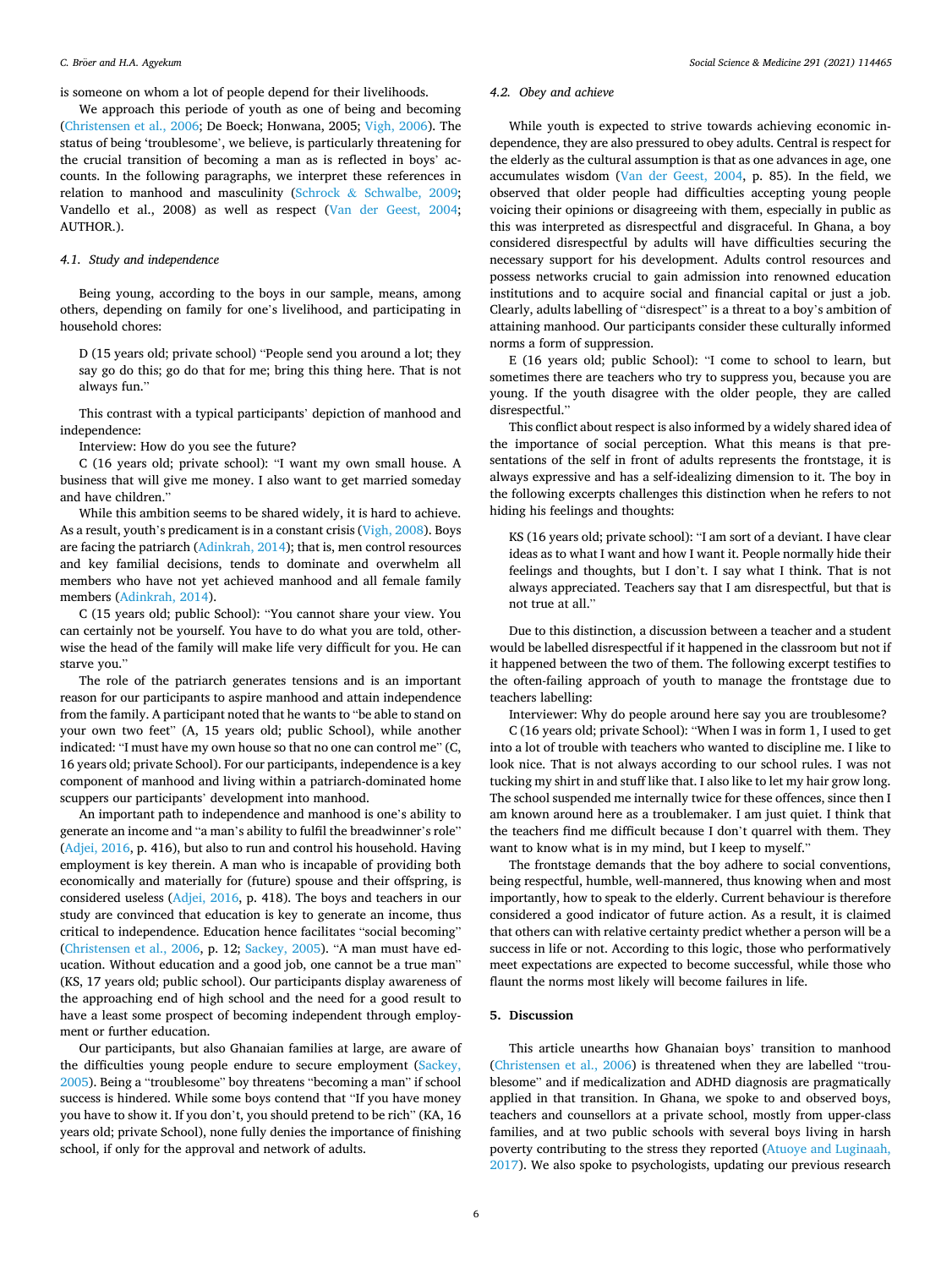is someone on whom a lot of people depend for their livelihoods.

We approach this periode of youth as one of being and becoming (Christensen et al., 2006; De Boeck; Honwana, 2005; Vigh, 2006). The status of being 'troublesome', we believe, is particularly threatening for the crucial transition of becoming a man as is reflected in boys' accounts. In the following paragraphs, we interpret these references in relation to manhood and masculinity (Schrock & Schwalbe, 2009; Vandello et al., 2008) as well as respect (Van der Geest, 2004; AUTHOR.).

### 4.1. Study and independence

Being young, according to the boys in our sample, means, among others, depending on family for one's livelihood, and participating in household chores:

> D (15 years old; private school) "People send you around a lot; they say go do this; go do that for me; bring this thing here. That is not always fun."

This contrast with a typical participants' depiction of manhood and independence:

Interview: How do you see the future?

C (16 years old; private school): "I want my own small house. A business that will give me money. I also want to get married someday and have children."

While this ambition seems to be shared widely, it is hard to achieve. As a result, youth's predicament is in a constant crisis (Vigh, 2008). Boys are facing the patriarch (Adinkrah, 2014); that is, men control resources and key familial decisions, tends to dominate and overwhelm all members who have not yet achieved manhood and all female family members (Adinkrah, 2014).

C (15 years old; public School): "You cannot share your view. You can certainly not be yourself. You have to do what you are told, otherwise the head of the family will make life very difficult for you. He can starve you."

The role of the patriarch generates tensions and is an important reason for our participants to aspire manhood and attain independence from the family. A participant noted that he wants to "be able to stand on your own two feet" (A, 15 years old; public School), while another indicated: "I must have my own house so that no one can control me" (C, 16 years old; private School). For our participants, independence is a key component of manhood and living within a patriarch-dominated home scuppers our participants' development into manhood.

An important path to independence and manhood is one's ability to generate an income and "a man's ability to fulfil the breadwinner's role" (Adjei, 2016, p. 416), but also to run and control his household. Having employment is key therein. A man who is incapable of providing both economically and materially for (future) spouse and their offspring, is considered useless (Adjei, 2016, p. 418). The boys and teachers in our study are convinced that education is key to generate an income, thus critical to independence. Education hence facilitates "social becoming" (Christensen et al., 2006, p. 12; Sackey, 2005). "A man must have education. Without education and a good job, one cannot be a true man" (KS, 17 years old; public school). Our participants display awareness of the approaching end of high school and the need for a good result to have a least some prospect of becoming independent through employment or further education.

Our participants, but also Ghanaian families at large, are aware of the difficulties young people endure to secure employment (Sackey, 2005). Being a "troublesome" boy threatens "becoming a man" if school success is hindered. While some boys contend that "If you have money you have to show it. If you don't, you should pretend to be rich" (KA, 16 years old; private School), none fully denies the importance of finishing school, if only for the approval and network of adults.

### 4.2. Obey and achieve

While youth is expected to strive towards achieving economic independence, they are also pressured to obey adults. Central is respect for the elderly as the cultural assumption is that as one advances in age, one accumulates wisdom (Van der Geest, 2004, p. 85). In the field, we observed that older people had difficulties accepting young people voicing their opinions or disagreeing with them, especially in public as this was interpreted as disrespectful and disgraceful. In Ghana, a boy considered disrespectful by adults will have difficulties securing the necessary support for his development. Adults control resources and possess networks crucial to gain admission into renowned education institutions and to acquire social and financial capital or just a job. Clearly, adults labelling of "disrespect" is a threat to a boy's ambition of attaining manhood. Our participants consider these culturally informed norms a form of suppression.

E (16 years old; public School): "I come to school to learn, but sometimes there are teachers who try to suppress you, because you are young. If the youth disagree with the older people, they are called disrespectful."

This conflict about respect is also informed by a widely shared idea of the importance of social perception. What this means is that presentations of the self in front of adults represents the frontstage, it is always expressive and has a self-idealizing dimension to it. The boy in the following excerpts challenges this distinction when he refers to not hiding his feelings and thoughts:

> KS (16 years old; private school): "I am sort of a deviant. I have clear ideas as to what I want and how I want it. People normally hide their feelings and thoughts, but I don't. I say what I think. That is not always appreciated. Teachers say that I am disrespectful, but that is not true at all."

Due to this distinction, a discussion between a teacher and a student would be labelled disrespectful if it happened in the classroom but not if it happened between the two of them. The following excerpt testifies to the often-failing approach of youth to manage the frontstage due to teachers labelling:

Interviewer: Why do people around here say you are troublesome?

C (16 years old; private School): "When I was in form 1, I used to get into a lot of trouble with teachers who wanted to discipline me. I like to look nice. That is not always according to our school rules. I was not tucking my shirt in and stuff like that. I also like to let my hair grow long. The school suspended me internally twice for these offences, since then I am known around here as a troublemaker. I am just quiet. I think that the teachers find me difficult because I don't quarrel with them. They want to know what is in my mind, but I keep to myself."

The frontstage demands that the boy adhere to social conventions, being respectful, humble, well-mannered, thus knowing when and most importantly, how to speak to the elderly. Current behaviour is therefore considered a good indicator of future action. As a result, it is claimed that others can with relative certainty predict whether a person will be a success in life or not. According to this logic, those who performatively meet expectations are expected to become successful, while those who flaunt the norms most likely will become failures in life.

## 5. Discussion

This article unearths how Ghanaian boys' transition to manhood (Christensen et al., 2006) is threatened when they are labelled "troublesome" and if medicalization and ADHD diagnosis are pragmatically applied in that transition. In Ghana, we spoke to and observed boys, teachers and counsellors at a private school, mostly from upper-class families, and at two public schools with several boys living in harsh poverty contributing to the stress they reported (Atuoye and Luginaah, 2017). We also spoke to psychologists, updating our previous research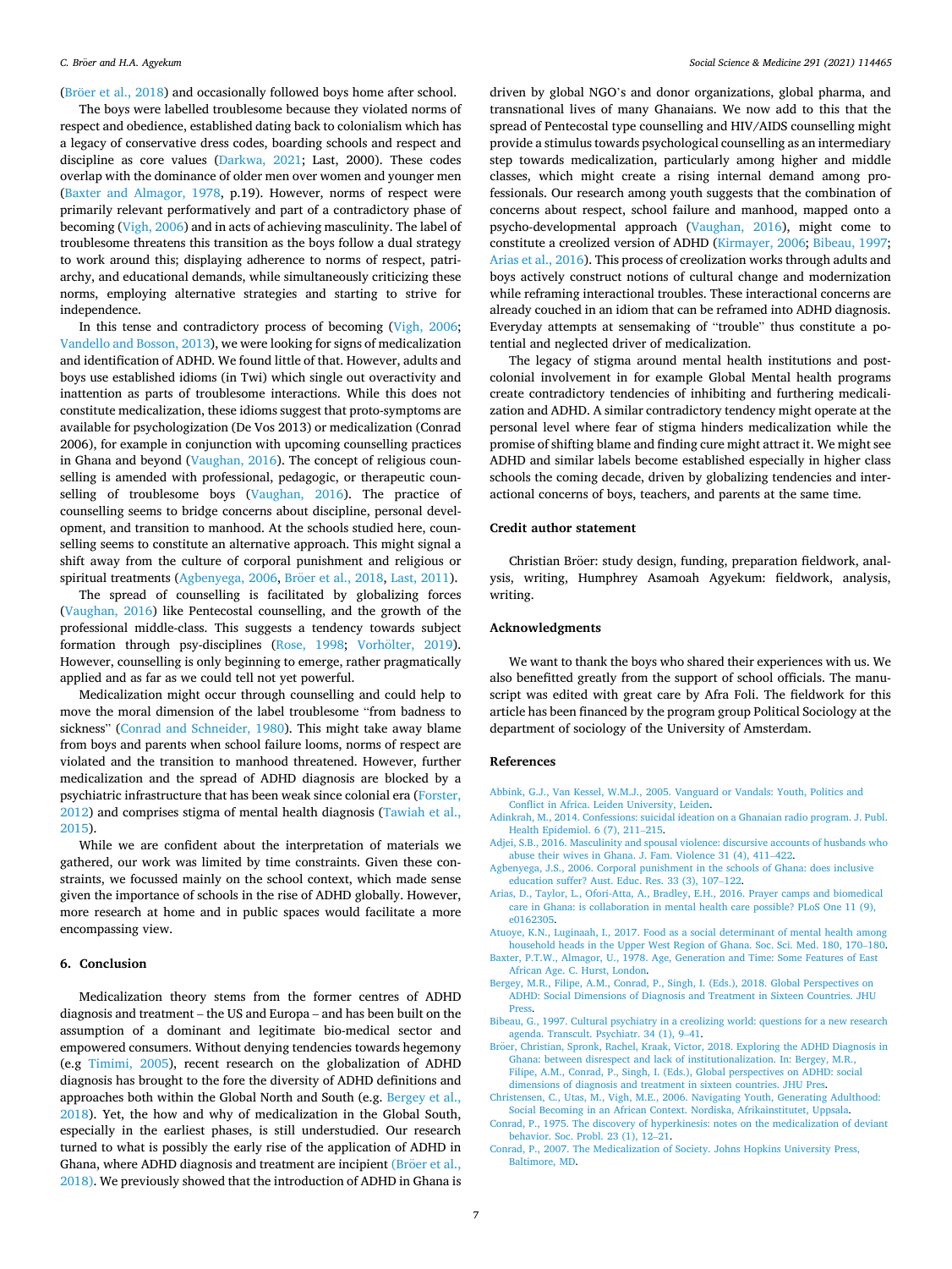(Bröer et al., 2018) and occasionally followed boys home after school.

The boys were labelled troublesome because they violated norms of respect and obedience, established dating back to colonialism which has a legacy of conservative dress codes, boarding schools and respect and discipline as core values (Darkwa, 2021; Last, 2000). These codes overlap with the dominance of older men over women and younger men (Baxter and Almagor, 1978, p.19). However, norms of respect were primarily relevant performatively and part of a contradictory phase of becoming (Vigh, 2006) and in acts of achieving masculinity. The label of troublesome threatens this transition as the boys follow a dual strategy to work around this; displaying adherence to norms of respect, patriarchy, and educational demands, while simultaneously criticizing these norms, employing alternative strategies and starting to strive for independence.

In this tense and contradictory process of becoming (Vigh, 2006; Vandello and Bosson, 2013), we were looking for signs of medicalization and identification of ADHD. We found little of that. However, adults and boys use established idioms (in Twi) which single out overactivity and inattention as parts of troublesome interactions. While this does not constitute medicalization, these idioms suggest that proto-symptoms are available for psychologization (De Vos 2013) or medicalization (Conrad 2006), for example in conjunction with upcoming counselling practices in Ghana and beyond (Vaughan, 2016). The concept of religious counselling is amended with professional, pedagogic, or therapeutic counselling of troublesome boys (Vaughan, 2016). The practice of counselling seems to bridge concerns about discipline, personal development, and transition to manhood. At the schools studied here, counselling seems to constitute an alternative approach. This might signal a shift away from the culture of corporal punishment and religious or spiritual treatments (Agbenyega, 2006, Bröer et al., 2018, Last, 2011).

The spread of counselling is facilitated by globalizing forces (Vaughan, 2016) like Pentecostal counselling, and the growth of the professional middle-class. This suggests a tendency towards subject formation through psy-disciplines (Rose, 1998; Vorhölter, 2019). However, counselling is only beginning to emerge, rather pragmatically applied and as far as we could tell not yet powerful.

Medicalization might occur through counselling and could help to move the moral dimension of the label troublesome "from badness to sickness" (Conrad and Schneider, 1980). This might take away blame from boys and parents when school failure looms, norms of respect are violated and the transition to manhood threatened. However, further medicalization and the spread of ADHD diagnosis are blocked by a psychiatric infrastructure that has been weak since colonial era (Forster, 2012) and comprises stigma of mental health diagnosis (Tawiah et al., 2015).

While we are confident about the interpretation of materials we gathered, our work was limited by time constraints. Given these constraints, we focussed mainly on the school context, which made sense given the importance of schools in the rise of ADHD globally. However, more research at home and in public spaces would facilitate a more encompassing view.

## 6. Conclusion

Medicalization theory stems from the former centres of ADHD diagnosis and treatment – the US and Europa – and has been built on the assumption of a dominant and legitimate bio-medical sector and empowered consumers. Without denying tendencies towards hegemony (e.g Timimi, 2005), recent research on the globalization of ADHD diagnosis has brought to the fore the diversity of ADHD definitions and approaches both within the Global North and South (e.g. Bergey et al., 2018). Yet, the how and why of medicalization in the Global South, especially in the earliest phases, is still understudied. Our research turned to what is possibly the early rise of the application of ADHD in Ghana, where ADHD diagnosis and treatment are incipient (Bröer et al., 2018). We previously showed that the introduction of ADHD in Ghana is driven by global NGO's and donor organizations, global pharma, and transnational lives of many Ghanaians. We now add to this that the spread of Pentecostal type counselling and HIV/AIDS counselling might provide a stimulus towards psychological counselling as an intermediary step towards medicalization, particularly among higher and middle classes, which might create a rising internal demand among professionals. Our research among youth suggests that the combination of concerns about respect, school failure and manhood, mapped onto a psycho-developmental approach (Vaughan, 2016), might come to constitute a creolized version of ADHD (Kirmayer, 2006; Bibeau, 1997; Arias et al., 2016). This process of creolization works through adults and boys actively construct notions of cultural change and modernization while reframing interactional troubles. These interactional concerns are already couched in an idiom that can be reframed into ADHD diagnosis. Everyday attempts at sensemaking of "trouble" thus constitute a potential and neglected driver of medicalization.

The legacy of stigma around mental health institutions and postcolonial involvement in for example Global Mental health programs create contradictory tendencies of inhibiting and furthering medicalization and ADHD. A similar contradictory tendency might operate at the personal level where fear of stigma hinders medicalization while the promise of shifting blame and finding cure might attract it. We might see ADHD and similar labels become established especially in higher class schools the coming decade, driven by globalizing tendencies and interactional concerns of boys, teachers, and parents at the same time.

## Credit author statement

Christian Bröer: study design, funding, preparation fieldwork, analysis, writing, Humphrey Asamoah Agyekum: fieldwork, analysis, writing.

## Acknowledgments

We want to thank the boys who shared their experiences with us. We also benefitted greatly from the support of school officials. The manuscript was edited with great care by Afra Foli. The fieldwork for this article has been financed by the program group Political Sociology at the department of sociology of the University of Amsterdam.

## References

Abbink, G.J., Van Kessel, W.M.J., 2005. Vanguard or Vandals: Youth, Politics and Conflict in Africa. Leiden University, Leiden.

Adinkrah, M., 2014. Confessions: suicidal ideation on a Ghanaian radio program. J. Publ. Health Epidemiol. 6 (7), 211–215.

Adjei, S.B., 2016. Masculinity and spousal violence: discursive accounts of husbands who abuse their wives in Ghana. J. Fam. Violence 31 (4), 411–422.

Agbenyega, J.S., 2006. Corporal punishment in the schools of Ghana: does inclusive education suffer? Aust. Educ. Res. 33 (3), 107–122.

Arias, D., Taylor, L., Ofori-Atta, A., Bradley, E.H., 2016. Prayer camps and biomedical care in Ghana: is collaboration in mental health care possible? PLoS One 11 (9), e0162305.

Atuoye, K.N., Luginaah, I., 2017. Food as a social determinant of mental health among household heads in the Upper West Region of Ghana. Soc. Sci. Med. 180, 170–180.

Baxter, P.T.W., Almagor, U., 1978. Age, Generation and Time: Some Features of East African Age. C. Hurst, London.

Bergey, M.R., Filipe, A.M., Conrad, P., Singh, I. (Eds.), 2018. Global Perspectives on ADHD: Social Dimensions of Diagnosis and Treatment in Sixteen Countries. JHU Press.

Bibeau, G., 1997. Cultural psychiatry in a creolizing world: questions for a new research agenda. Transcult. Psychiatr. 34 (1), 9–41.

Bröer, Christian, Spronk, Rachel, Kraak, Victor, 2018. Exploring the ADHD Diagnosis in Ghana: between disrespect and lack of institutionalization. In: Bergey, M.R., Filipe, A.M., Conrad, P., Singh, I. (Eds.), Global perspectives on ADHD: social dimensions of diagnosis and treatment in sixteen countries. JHU Pres.

Christensen, C., Utas, M., Vigh, M.E., 2006. Navigating Youth, Generating Adulthood: Social Becoming in an African Context. Nordiska, Afrikainstitutet, Uppsala.

Conrad, P., 1975. The discovery of hyperkinesis: notes on the medicalization of deviant behavior. Soc. Probl. 23 (1), 12–21.

Conrad, P., 2007. The Medicalization of Society. Johns Hopkins University Press, Baltimore, MD.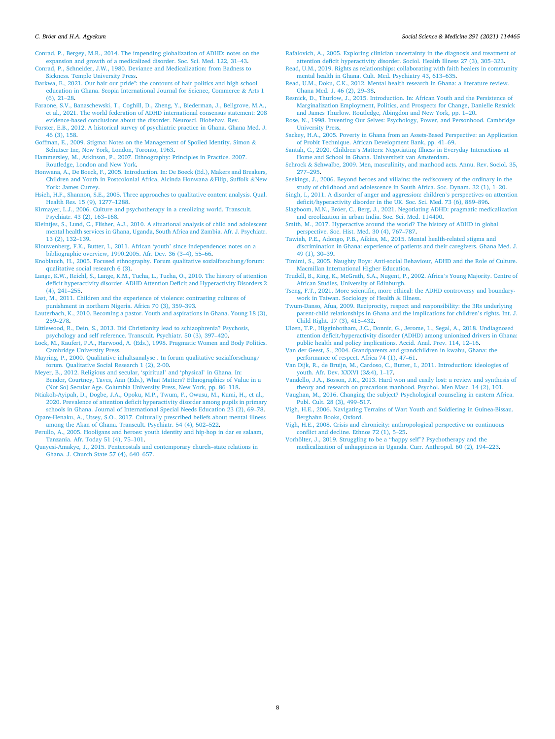Conrad, P., Bergey, M.R., 2014. The impending globalization of ADHD: notes on the expansion and growth of a medicalized disorder. Soc. Sci. Med. 122, 31–43.

Conrad, P., Schneider, J.W., 1980. Deviance and Medicalization: from Badness to Sickness. Temple University Press.

Darkwa, E., 2021. Our hair our pride": the contours of hair politics and high school education in Ghana. Scopia International Journal for Science, Commerce & Arts 1 (6), 21–28.

Faraone, S.V., Banaschewski, T., Coghill, D., Zheng, Y., Biederman, J., Bellgrove, M.A., et al., 2021. The world federation of ADHD international consensus statement: 208 evidence-based conclusions about the disorder. Neurosci. Biobehav. Rev.

Forster, E.B., 2012. A historical survey of psychiatric practice in Ghana. Ghana Med. J. 46 (3), 158.

Goffman, E., 2009. Stigma: Notes on the Management of Spoiled Identity. Simon & Schutser Inc, New York, London, Toronto, 1963.

Hammersley, M., Atkinson, P., 2007. Ethnography: Principles in Practice. 2007. Routledge, London and New York.

Honwana, A., De Boeck, F., 2005. Introduction. In: De Boeck (Ed.), Makers and Breakers, Children and Youth in Postcolonial Africa, Alcinda Honwana &Filip, Suffolk &New York: James Currey.

Hsieh, H.F., Shannon, S.E., 2005. Three approaches to qualitative content analysis. Qual. Health Res. 15 (9), 1277–1288.

Kirmayer, L.J., 2006. Culture and psychotherapy in a creolizing world. Transcult. Psychiatr. 43 (2), 163–168.

Kleintjes, S., Lund, C., Flisher, A.J., 2010. A situational analysis of child and adolescent mental health services in Ghana, Uganda, South Africa and Zambia. Afr. J. Psychiatr. 13 (2), 132–139.

Klouwenberg, F.K., Butter, I., 2011. African 'youth' since independence: notes on a bibliographic overview, 1990.2005. Afr. Dev. 36 (3–4), 55–66.

Knoblauch, H., 2005. Focused ethnography. Forum qualitative sozialforschung/forum: qualitative social research 6 (3).

Lange, K.W., Reichl, S., Lange, K.M., Tucha, L., Tucha, O., 2010. The history of attention deficit hyperactivity disorder. ADHD Attention Deficit and Hyperactivity Disorders 2 (4), 241–255.

Last, M., 2011. Children and the experience of violence: contrasting cultures of punishment in northern Nigeria. Africa 70 (3), 359–393.

Lauterbach, K., 2010. Becoming a pastor. Youth and aspirations in Ghana. Young 18 (3), 259–278.

Littlewood, R., Dein, S., 2013. Did Christianity lead to schizophrenia? Psychosis, psychology and self reference. Transcult. Psychiatr. 50 (3), 397–420.

Lock, M., Kaufert, P.A., Harwood, A. (Eds.), 1998. Pragmatic Women and Body Politics. Cambridge University Press.

Mayring, P., 2000. Qualitative inhaltsanalyse . In forum qualitative sozialforschung/ forum. Qualitative Social Research 1 (2), 2-00.

Meyer, B., 2012. Religious and secular, 'spiritual' and 'physical' in Ghana. In: Bender, Courtney, Taves, Ann (Eds.), What Matters? Ethnographies of Value in a (Not So) Secular Age. Columbia University Press, New York, pp. 86–118.

Ntiakoh-Ayipah, D., Dogbe, J.A., Opoku, M.P., Twum, F., Owusu, M., Kumi, H., et al., 2020. Prevalence of attention deficit hyperactivity disorder among pupils in primary schools in Ghana. Journal of International Special Needs Education 23 (2), 69–78.

Opare-Henaku, A., Utsey, S.O., 2017. Culturally prescribed beliefs about mental illness among the Akan of Ghana. Transcult. Psychiatr. 54 (4), 502–522.

Perullo, A., 2005. Hooligans and heroes: youth identity and hip-hop in dar es salaam, Tanzania. Afr. Today 51 (4), 75–101.

Quayesi-Amakye, J., 2015. Pentecostals and contemporary church–state relations in Ghana. J. Church State 57 (4), 640–657.

Rafalovich, A., 2005. Exploring clinician uncertainty in the diagnosis and treatment of attention deficit hyperactivity disorder. Sociol. Health Illness 27 (3), 305–323.

Read, U.M., 2019. Rights as relationships: collaborating with faith healers in community mental health in Ghana. Cult. Med. Psychiatry 43, 613–635.

Read, U.M., Doku, C.K., 2012. Mental health research in Ghana: a literature review. Ghana Med. J. 46 (2), 29–38.

Resnick, D., Thurlow, J., 2015. Introduction. In: African Youth and the Persistence of Marginalization Employment, Politics, and Prospects for Change, Danielle Resnick and James Thurlow. Routledge, Abingdon and New York, pp. 1–20.

Rose, N., 1998. Inventing Our Selves: Psychology, Power, and Personhood. Cambridge University Press.

Sackey, H.A., 2005. Poverty in Ghana from an Assets-Based Perspective: an Application of Probit Technique. African Development Bank, pp. 41–69.

Santah, C., 2020. Children's Matters: Negotiating Illness in Everyday Interactions at Home and School in Ghana. Universiteit van Amsterdam.

Schrock & Schwalbe, 2009. Men, masculinity, and manhood acts. Annu. Rev. Sociol. 35, 277–295.

Seekings, J., 2006. Beyond heroes and villains: the rediscovery of the ordinary in the study of childhood and adolescence in South Africa. Soc. Dynam. 32 (1), 1–20.

Singh, I., 2011. A disorder of anger and aggression: children's perspectives on attention deficit/hyperactivity disorder in the UK. Soc. Sci. Med. 73 (6), 889–896.

Slagboom, M.N., Bröer, C., Berg, J., 2021. Negotiating ADHD: pragmatic medicalization and creolization in urban India. Soc. Sci. Med. 114400.

Smith, M., 2017. Hyperactive around the world? The history of ADHD in global perspective. Soc. Hist. Med. 30 (4), 767–787.

Tawiah, P.E., Adongo, P.B., Aikins, M., 2015. Mental health-related stigma and discrimination in Ghana: experience of patients and their caregivers. Ghana Med. J. 49 (1), 30–39.

Timimi, S., 2005. Naughty Boys: Anti-social Behaviour, ADHD and the Role of Culture. Macmillan International Higher Education.

Trudell, B., King, K., McGrath, S.A., Nugent, P., 2002. Africa's Young Majority. Centre of African Studies, University of Edinburgh.

Tseng, F.T., 2021. More scientific, more ethical: the ADHD controversy and boundary-work in Taiwan. Sociology of Health & Illness.

Twum-Danso, Afua, 2009. Reciprocity, respect and responsibility: the 3Rs underlying parent-child relationships in Ghana and the implications for children's rights. Int. J. Child Right. 17 (3), 415–432.

Ulzen, T.P., Higginbotham, J.C., Donnir, G., Jerome, L., Segal, A., 2018. Undiagnosed attention deficit/hyperactivity disorder (ADHD) among unionized drivers in Ghana: public health and policy implications. Accid. Anal. Prev. 114, 12–16.

Van der Geest, S., 2004. Grandparents and grandchildren in kwahu, Ghana: the performance of respect. Africa 74 (1), 47–61.

Van Dijk, R., de Bruijn, M., Cardoso, C., Butter, I., 2011. Introduction: ideologies of youth. Afr. Dev. XXXVI (3&4), 1–17.

Vandello, J.A., Bosson, J.K., 2013. Hard won and easily lost: a review and synthesis of theory and research on precarious manhood. Psychol. Men Masc. 14 (2), 101.

Vaughan, M., 2016. Changing the subject? Psychological counseling in eastern Africa. Publ. Cult. 28 (3), 499–517.

Vigh, H.E., 2006. Navigating Terrains of War: Youth and Soldiering in Guinea-Bissau. Berghahn Books, Oxford.

Vigh, H.E., 2008. Crisis and chronicity: anthropological perspective on continuous conflict and decline. Ethnos 72 (1), 5–25.

Vorhölter, J., 2019. Struggling to be a "happy self"? Psychotherapy and the medicalization of unhappiness in Uganda. Curr. Anthropol. 60 (2), 194–223.